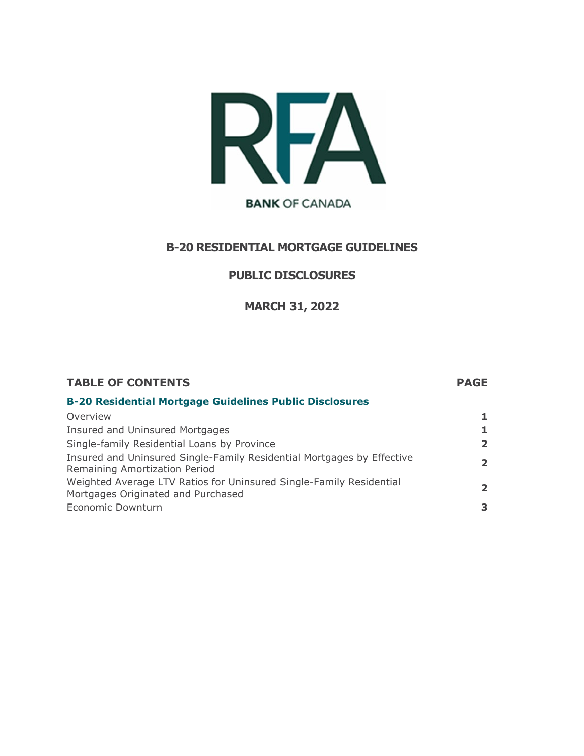RFA

BANK OF CANADA

# B-20 RESIDENTIAL MORTGAGE GUIDELINES

## PUBLIC DISCLOSURES

## MARCH 31, 2022

| **TABLE OF CONTENTS** | **PAGE** |
|---|---|
| **B-20 Residential Mortgage Guidelines Public Disclosures** | |
| Overview | **1** |
| Insured and Uninsured Mortgages | **1** |
| Single-family Residential Loans by Province | **2** |
| Insured and Uninsured Single-Family Residential Mortgages by Effective Remaining Amortization Period | **2** |
| Weighted Average LTV Ratios for Uninsured Single-Family Residential Mortgages Originated and Purchased | **2** |
| Economic Downturn | **3** |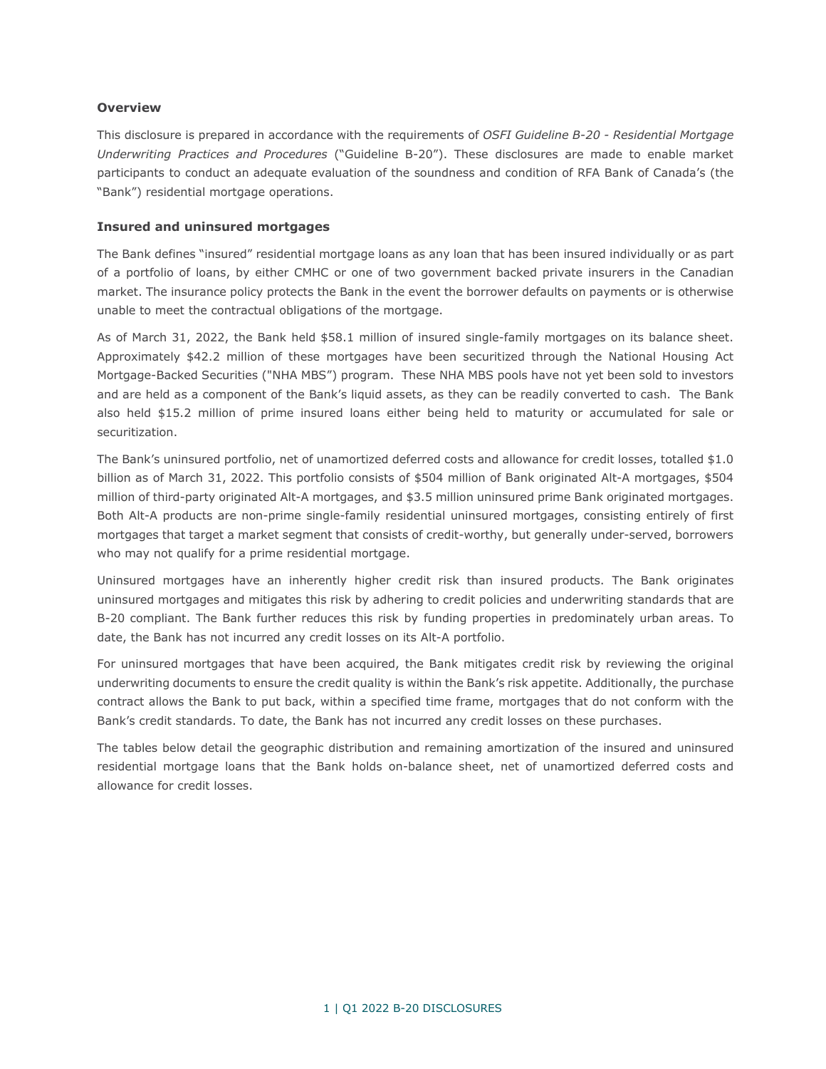## Overview

This disclosure is prepared in accordance with the requirements of *OSFI Guideline B-20 - Residential Mortgage Underwriting Practices and Procedures* ("Guideline B-20"). These disclosures are made to enable market participants to conduct an adequate evaluation of the soundness and condition of RFA Bank of Canada's (the "Bank") residential mortgage operations.

## Insured and uninsured mortgages

The Bank defines "insured" residential mortgage loans as any loan that has been insured individually or as part of a portfolio of loans, by either CMHC or one of two government backed private insurers in the Canadian market. The insurance policy protects the Bank in the event the borrower defaults on payments or is otherwise unable to meet the contractual obligations of the mortgage.

As of March 31, 2022, the Bank held $58.1 million of insured single-family mortgages on its balance sheet. Approximately $42.2 million of these mortgages have been securitized through the National Housing Act Mortgage-Backed Securities ("NHA MBS") program. These NHA MBS pools have not yet been sold to investors and are held as a component of the Bank's liquid assets, as they can be readily converted to cash. The Bank also held $15.2 million of prime insured loans either being held to maturity or accumulated for sale or securitization.

The Bank's uninsured portfolio, net of unamortized deferred costs and allowance for credit losses, totalled $1.0 billion as of March 31, 2022. This portfolio consists of $504 million of Bank originated Alt-A mortgages, $504 million of third-party originated Alt-A mortgages, and $3.5 million uninsured prime Bank originated mortgages. Both Alt-A products are non-prime single-family residential uninsured mortgages, consisting entirely of first mortgages that target a market segment that consists of credit-worthy, but generally under-served, borrowers who may not qualify for a prime residential mortgage.

Uninsured mortgages have an inherently higher credit risk than insured products. The Bank originates uninsured mortgages and mitigates this risk by adhering to credit policies and underwriting standards that are B-20 compliant. The Bank further reduces this risk by funding properties in predominately urban areas. To date, the Bank has not incurred any credit losses on its Alt-A portfolio.

For uninsured mortgages that have been acquired, the Bank mitigates credit risk by reviewing the original underwriting documents to ensure the credit quality is within the Bank's risk appetite. Additionally, the purchase contract allows the Bank to put back, within a specified time frame, mortgages that do not conform with the Bank's credit standards. To date, the Bank has not incurred any credit losses on these purchases.

The tables below detail the geographic distribution and remaining amortization of the insured and uninsured residential mortgage loans that the Bank holds on-balance sheet, net of unamortized deferred costs and allowance for credit losses.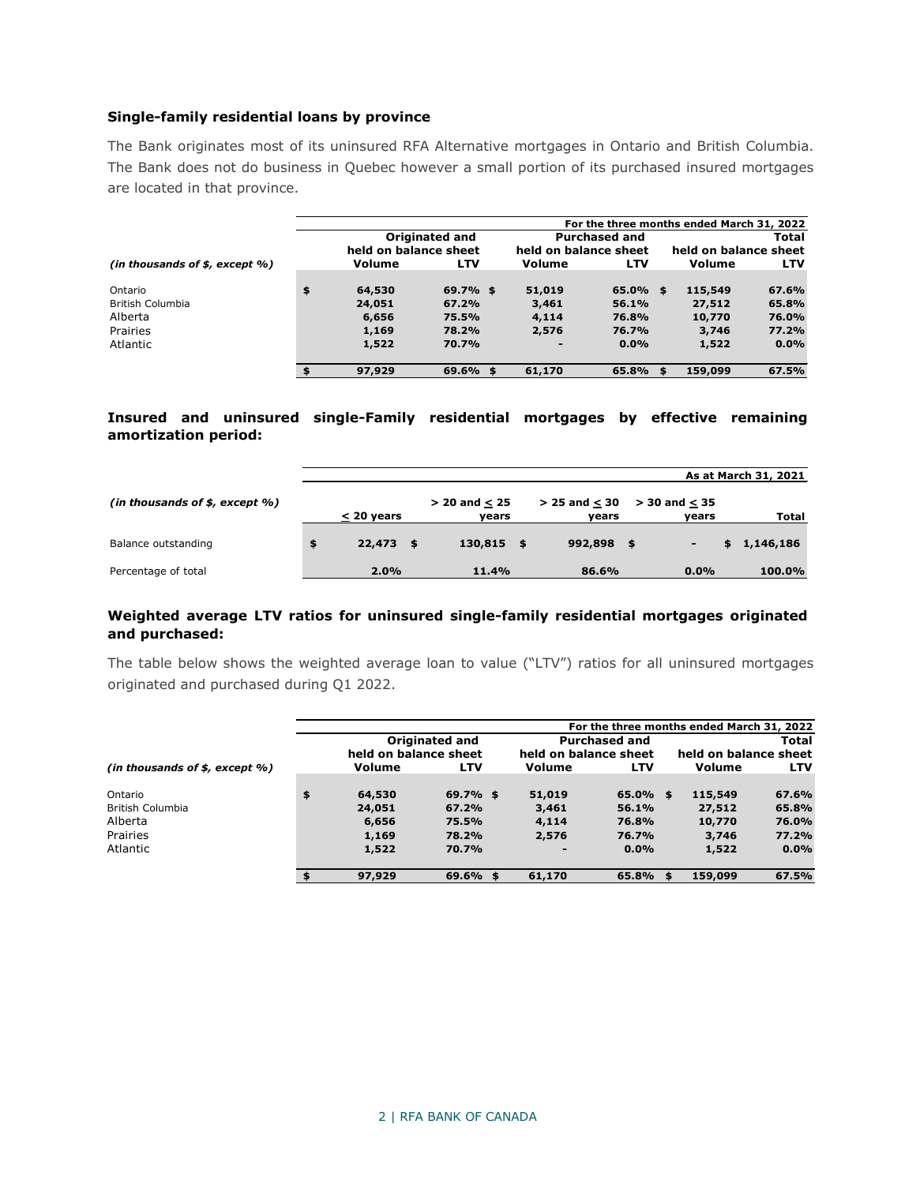### Single-family residential loans by province

The Bank originates most of its uninsured RFA Alternative mortgages in Ontario and British Columbia. The Bank does not do business in Quebec however a small portion of its purchased insured mortgages are located in that province.

| *(in thousands of $, except %)* | For the three months ended March 31, 2022 | | | | | |
|---|---|---|---|---|---|---|
| | Originated and held on balance sheet | | Purchased and held on balance sheet | | Total held on balance sheet | |
| | Volume | LTV | Volume | LTV | Volume | LTV |
| Ontario | $ 64,530 | 69.7% | $ 51,019 | 65.0% | $ 115,549 | 67.6% |
| British Columbia | 24,051 | 67.2% | 3,461 | 56.1% | 27,512 | 65.8% |
| Alberta | 6,656 | 75.5% | 4,114 | 76.8% | 10,770 | 76.0% |
| Prairies | 1,169 | 78.2% | 2,576 | 76.7% | 3,746 | 77.2% |
| Atlantic | 1,522 | 70.7% | - | 0.0% | 1,522 | 0.0% |
| | $ 97,929 | 69.6% | $ 61,170 | 65.8% | $ 159,099 | 67.5% |

### Insured and uninsured single-Family residential mortgages by effective remaining amortization period:

| *(in thousands of $, except %)* | As at March 31, 2021 | | | | |
|---|---|---|---|---|---|
| | ≤ 20 years | > 20 and ≤ 25 years | > 25 and ≤ 30 years | > 30 and ≤ 35 years | Total |
| Balance outstanding | $ 22,473 | $ 130,815 | $ 992,898 | $ - | $ 1,146,186 |
| Percentage of total | 2.0% | 11.4% | 86.6% | 0.0% | 100.0% |

### Weighted average LTV ratios for uninsured single-family residential mortgages originated and purchased:

The table below shows the weighted average loan to value ("LTV") ratios for all uninsured mortgages originated and purchased during Q1 2022.

| *(in thousands of $, except %)* | For the three months ended March 31, 2022 | | | | | |
|---|---|---|---|---|---|---|
| | Originated and held on balance sheet | | Purchased and held on balance sheet | | Total held on balance sheet | |
| | Volume | LTV | Volume | LTV | Volume | LTV |
| Ontario | $ 64,530 | 69.7% | $ 51,019 | 65.0% | $ 115,549 | 67.6% |
| British Columbia | 24,051 | 67.2% | 3,461 | 56.1% | 27,512 | 65.8% |
| Alberta | 6,656 | 75.5% | 4,114 | 76.8% | 10,770 | 76.0% |
| Prairies | 1,169 | 78.2% | 2,576 | 76.7% | 3,746 | 77.2% |
| Atlantic | 1,522 | 70.7% | - | 0.0% | 1,522 | 0.0% |
| | $ 97,929 | 69.6% | $ 61,170 | 65.8% | $ 159,099 | 67.5% |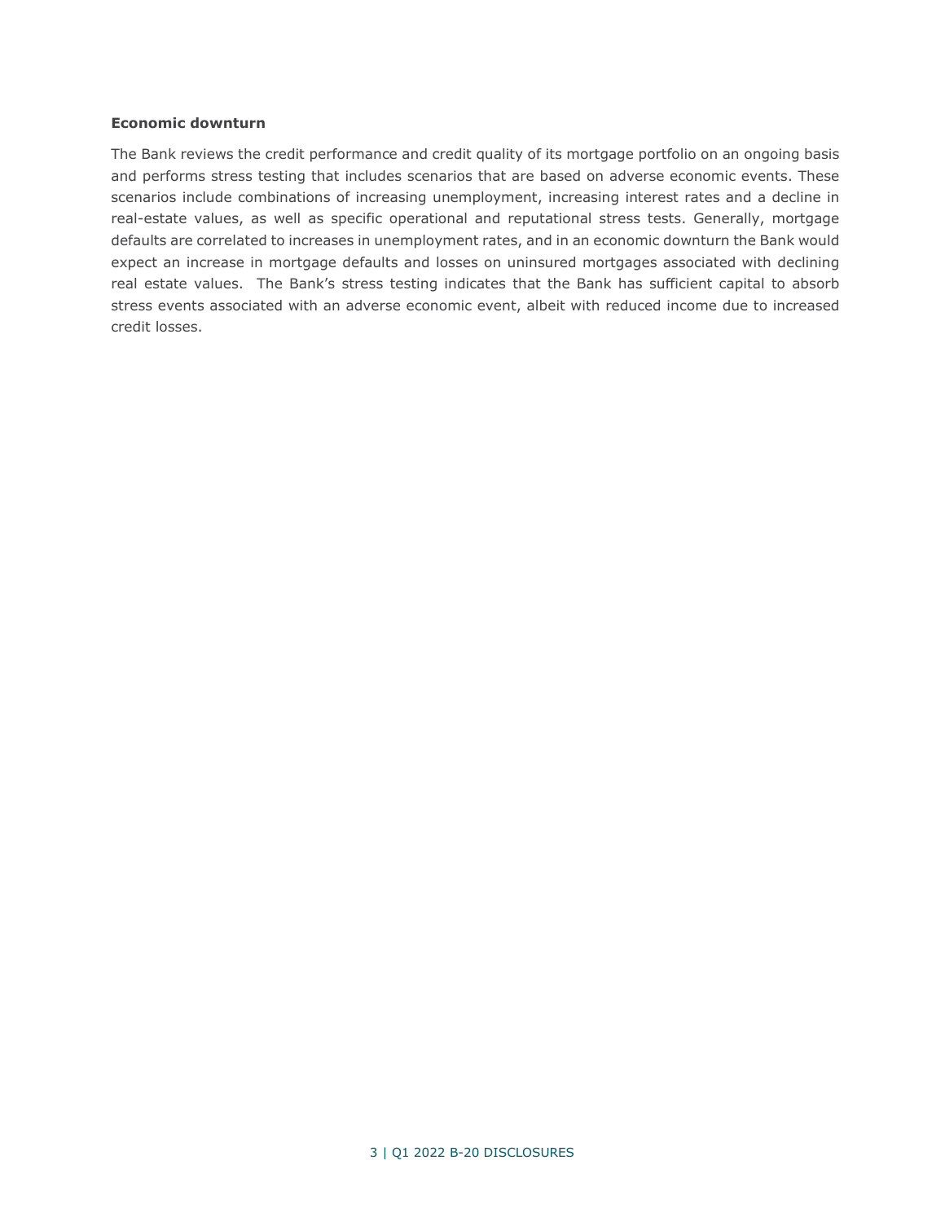**Economic downturn**

The Bank reviews the credit performance and credit quality of its mortgage portfolio on an ongoing basis and performs stress testing that includes scenarios that are based on adverse economic events. These scenarios include combinations of increasing unemployment, increasing interest rates and a decline in real-estate values, as well as specific operational and reputational stress tests. Generally, mortgage defaults are correlated to increases in unemployment rates, and in an economic downturn the Bank would expect an increase in mortgage defaults and losses on uninsured mortgages associated with declining real estate values. The Bank's stress testing indicates that the Bank has sufficient capital to absorb stress events associated with an adverse economic event, albeit with reduced income due to increased credit losses.